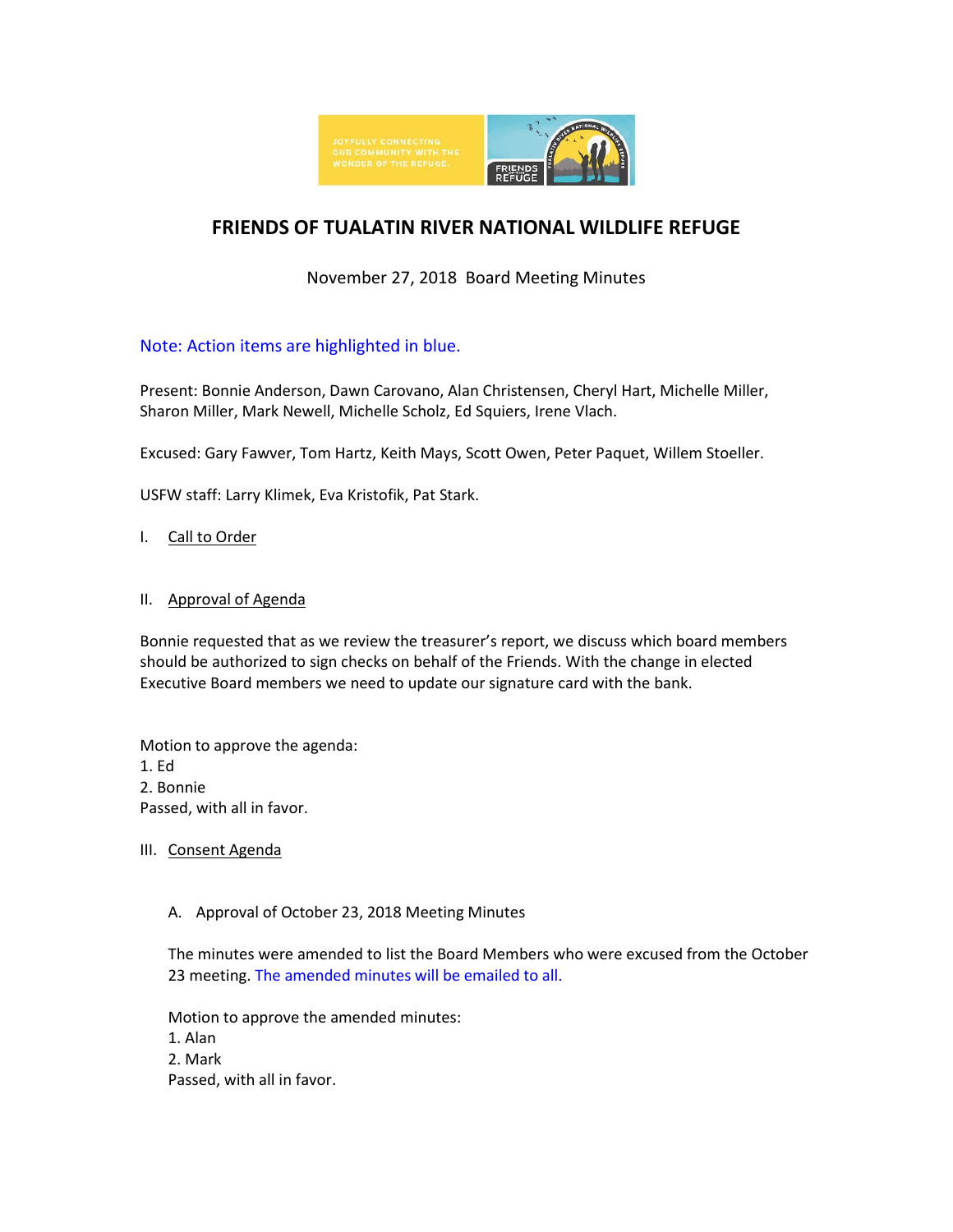# FRIENDS OF TUALATIN RIVER NATIONAL WILDLIFE REFUGE

November 27, 2018 Board Meeting Minutes

Note: Action items are highlighted in blue.

Present: Bonnie Anderson, Dawn Carovano, Alan Christensen, Cheryl Hart, Michelle Miller, Sharon Miller, Mark Newell, Michelle Scholz, Ed Squiers, Irene Vlach.

Excused: Gary Fawver, Tom Hartz, Keith Mays, Scott Owen, Peter Paquet, Willem Stoeller.

USFW staff: Larry Klimek, Eva Kristofik, Pat Stark.

I. Call to Order

II. Approval of Agenda

Bonnie requested that as we review the treasurer's report, we discuss which board members should be authorized to sign checks on behalf of the Friends. With the change in elected Executive Board members we need to update our signature card with the bank.

Motion to approve the agenda:
1. Ed
2. Bonnie
Passed, with all in favor.

III. Consent Agenda

A. Approval of October 23, 2018 Meeting Minutes

The minutes were amended to list the Board Members who were excused from the October 23 meeting. The amended minutes will be emailed to all.

Motion to approve the amended minutes:
1. Alan
2. Mark
Passed, with all in favor.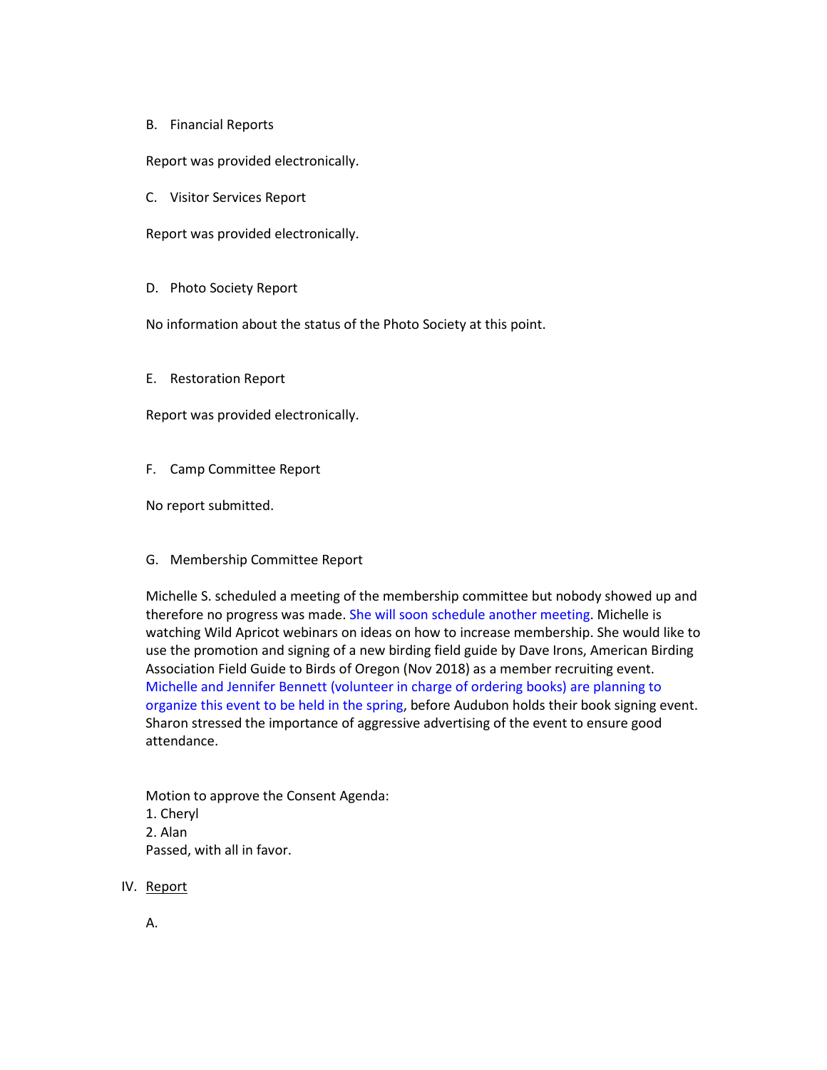B. Financial Reports

Report was provided electronically.

C. Visitor Services Report

Report was provided electronically.

D. Photo Society Report

No information about the status of the Photo Society at this point.

E. Restoration Report

Report was provided electronically.

F. Camp Committee Report

No report submitted.

G. Membership Committee Report

Michelle S. scheduled a meeting of the membership committee but nobody showed up and therefore no progress was made. She will soon schedule another meeting. Michelle is watching Wild Apricot webinars on ideas on how to increase membership. She would like to use the promotion and signing of a new birding field guide by Dave Irons, American Birding Association Field Guide to Birds of Oregon (Nov 2018) as a member recruiting event. Michelle and Jennifer Bennett (volunteer in charge of ordering books) are planning to organize this event to be held in the spring, before Audubon holds their book signing event. Sharon stressed the importance of aggressive advertising of the event to ensure good attendance.

Motion to approve the Consent Agenda:
1. Cheryl
2. Alan
Passed, with all in favor.

IV. <u>Report</u>

A.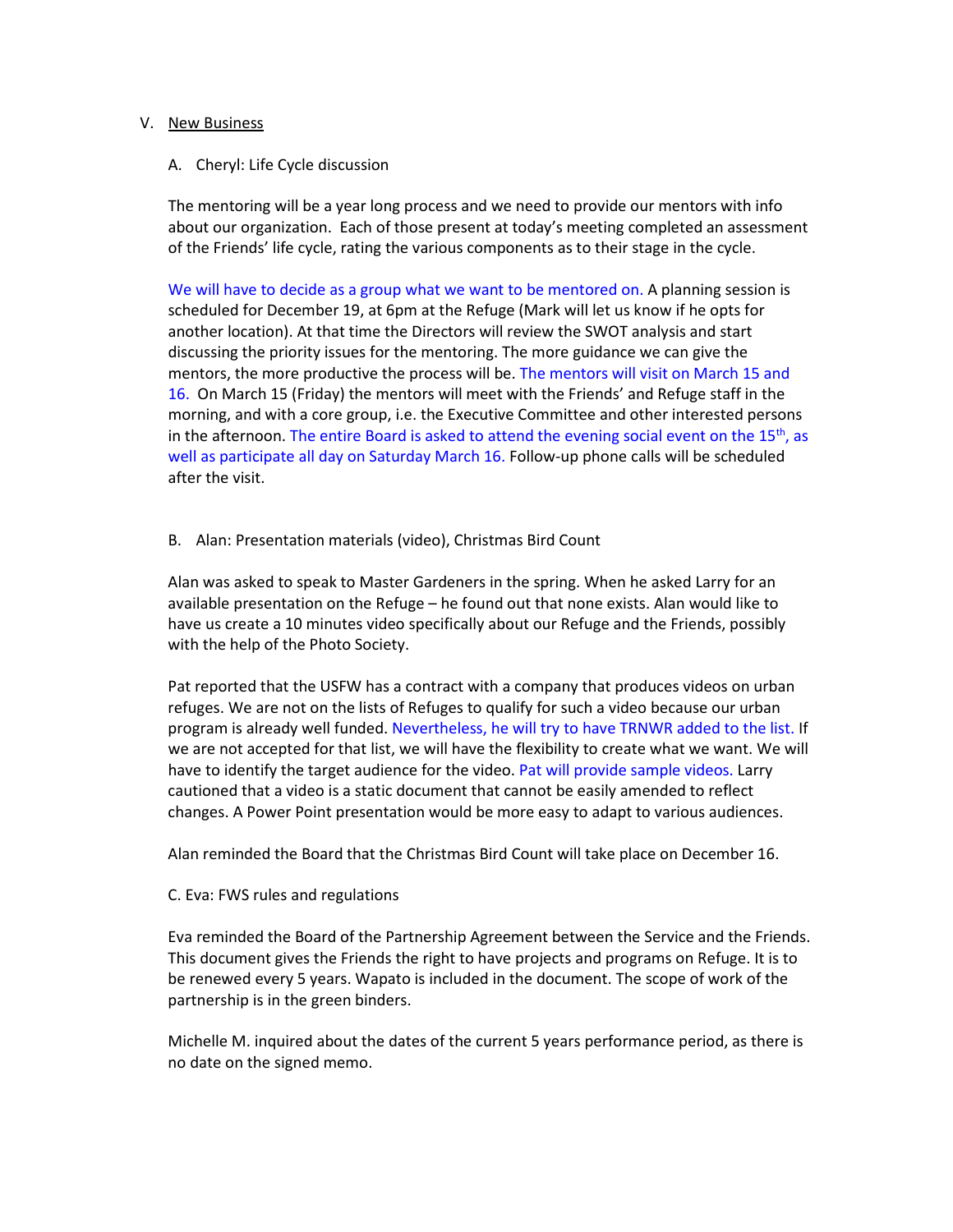V. New Business

A. Cheryl: Life Cycle discussion

The mentoring will be a year long process and we need to provide our mentors with info about our organization. Each of those present at today's meeting completed an assessment of the Friends' life cycle, rating the various components as to their stage in the cycle.

We will have to decide as a group what we want to be mentored on. A planning session is scheduled for December 19, at 6pm at the Refuge (Mark will let us know if he opts for another location). At that time the Directors will review the SWOT analysis and start discussing the priority issues for the mentoring. The more guidance we can give the mentors, the more productive the process will be. The mentors will visit on March 15 and 16. On March 15 (Friday) the mentors will meet with the Friends' and Refuge staff in the morning, and with a core group, i.e. the Executive Committee and other interested persons in the afternoon. The entire Board is asked to attend the evening social event on the 15th, as well as participate all day on Saturday March 16. Follow-up phone calls will be scheduled after the visit.

B. Alan: Presentation materials (video), Christmas Bird Count

Alan was asked to speak to Master Gardeners in the spring. When he asked Larry for an available presentation on the Refuge – he found out that none exists. Alan would like to have us create a 10 minutes video specifically about our Refuge and the Friends, possibly with the help of the Photo Society.

Pat reported that the USFW has a contract with a company that produces videos on urban refuges. We are not on the lists of Refuges to qualify for such a video because our urban program is already well funded. Nevertheless, he will try to have TRNWR added to the list. If we are not accepted for that list, we will have the flexibility to create what we want. We will have to identify the target audience for the video. Pat will provide sample videos. Larry cautioned that a video is a static document that cannot be easily amended to reflect changes. A Power Point presentation would be more easy to adapt to various audiences.

Alan reminded the Board that the Christmas Bird Count will take place on December 16.

C. Eva: FWS rules and regulations

Eva reminded the Board of the Partnership Agreement between the Service and the Friends. This document gives the Friends the right to have projects and programs on Refuge. It is to be renewed every 5 years. Wapato is included in the document. The scope of work of the partnership is in the green binders.

Michelle M. inquired about the dates of the current 5 years performance period, as there is no date on the signed memo.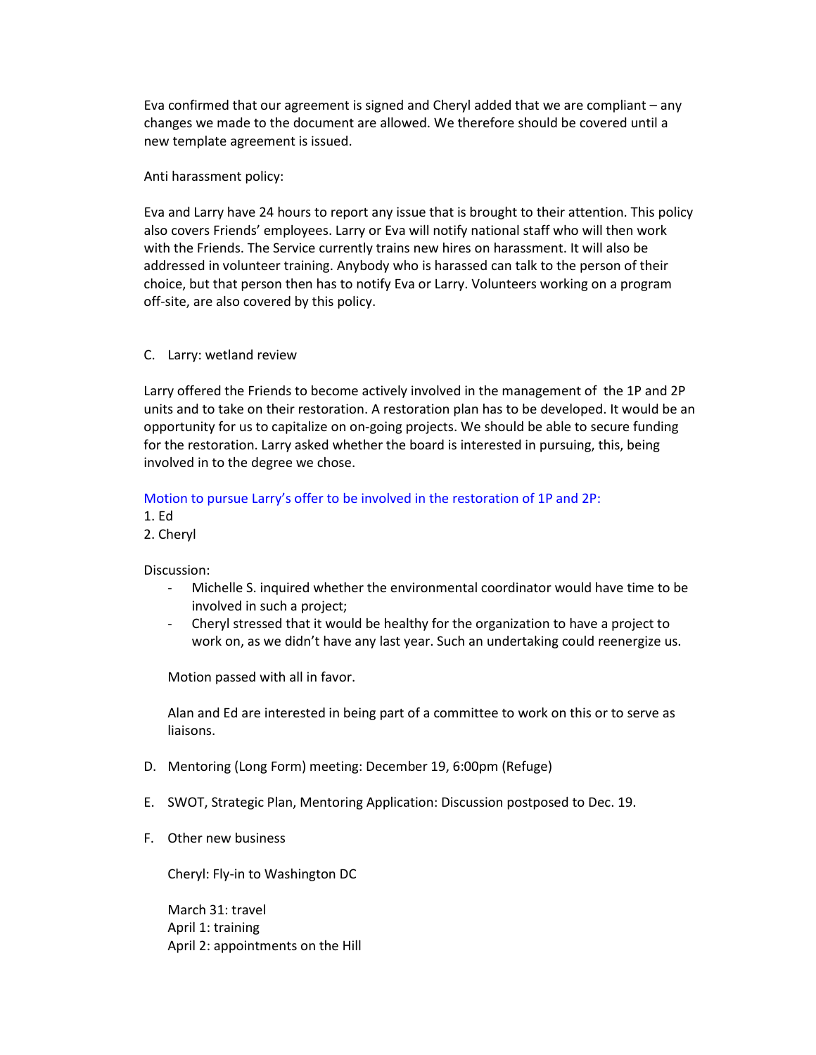Eva confirmed that our agreement is signed and Cheryl added that we are compliant – any changes we made to the document are allowed. We therefore should be covered until a new template agreement is issued.

Anti harassment policy:

Eva and Larry have 24 hours to report any issue that is brought to their attention. This policy also covers Friends' employees. Larry or Eva will notify national staff who will then work with the Friends. The Service currently trains new hires on harassment. It will also be addressed in volunteer training. Anybody who is harassed can talk to the person of their choice, but that person then has to notify Eva or Larry. Volunteers working on a program off-site, are also covered by this policy.

C. Larry: wetland review

Larry offered the Friends to become actively involved in the management of the 1P and 2P units and to take on their restoration. A restoration plan has to be developed. It would be an opportunity for us to capitalize on on-going projects. We should be able to secure funding for the restoration. Larry asked whether the board is interested in pursuing, this, being involved in to the degree we chose.

Motion to pursue Larry's offer to be involved in the restoration of 1P and 2P:

1. Ed
2. Cheryl

Discussion:

- Michelle S. inquired whether the environmental coordinator would have time to be involved in such a project;
- Cheryl stressed that it would be healthy for the organization to have a project to work on, as we didn't have any last year. Such an undertaking could reenergize us.

Motion passed with all in favor.

Alan and Ed are interested in being part of a committee to work on this or to serve as liaisons.

D. Mentoring (Long Form) meeting: December 19, 6:00pm (Refuge)

E. SWOT, Strategic Plan, Mentoring Application: Discussion postposed to Dec. 19.

F. Other new business

Cheryl: Fly-in to Washington DC

March 31: travel
April 1: training
April 2: appointments on the Hill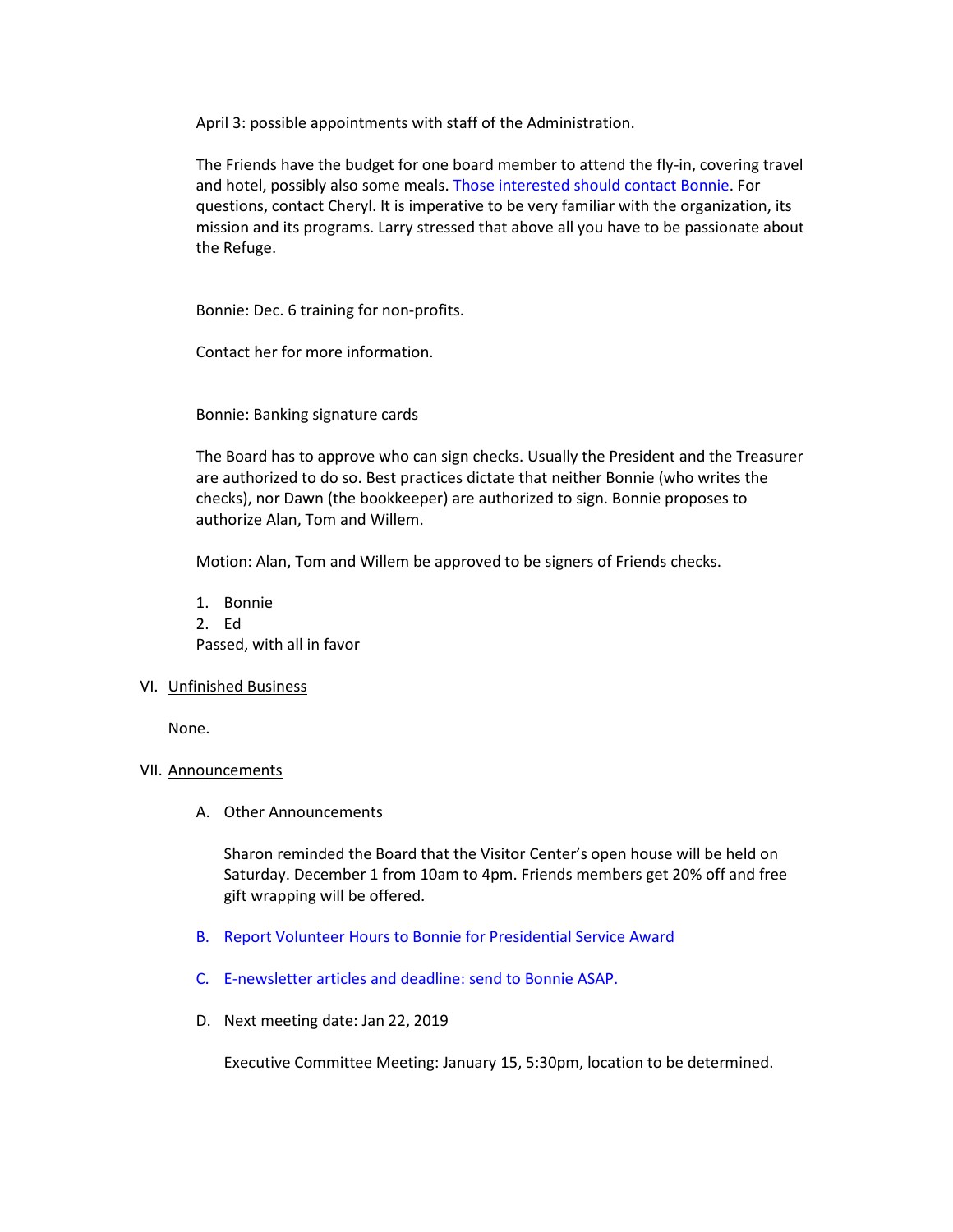April 3: possible appointments with staff of the Administration.

The Friends have the budget for one board member to attend the fly-in, covering travel and hotel, possibly also some meals. Those interested should contact Bonnie. For questions, contact Cheryl. It is imperative to be very familiar with the organization, its mission and its programs. Larry stressed that above all you have to be passionate about the Refuge.

Bonnie: Dec. 6 training for non-profits.

Contact her for more information.

Bonnie: Banking signature cards

The Board has to approve who can sign checks. Usually the President and the Treasurer are authorized to do so. Best practices dictate that neither Bonnie (who writes the checks), nor Dawn (the bookkeeper) are authorized to sign. Bonnie proposes to authorize Alan, Tom and Willem.

Motion: Alan, Tom and Willem be approved to be signers of Friends checks.

1. Bonnie
2. Ed

Passed, with all in favor

VI. Unfinished Business

None.

VII. Announcements

A. Other Announcements

Sharon reminded the Board that the Visitor Center's open house will be held on Saturday. December 1 from 10am to 4pm. Friends members get 20% off and free gift wrapping will be offered.

B. Report Volunteer Hours to Bonnie for Presidential Service Award

C. E-newsletter articles and deadline: send to Bonnie ASAP.

D. Next meeting date: Jan 22, 2019

Executive Committee Meeting: January 15, 5:30pm, location to be determined.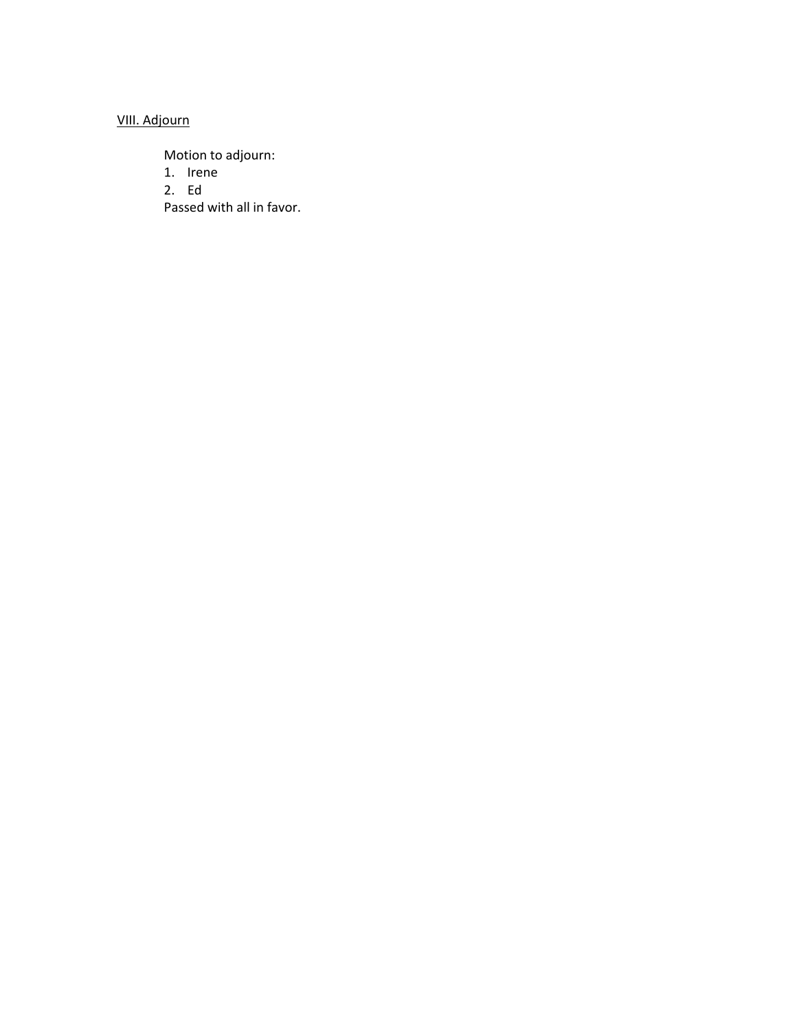<u>VIII. Adjourn</u>

Motion to adjourn:

1. Irene
2. Ed

Passed with all in favor.